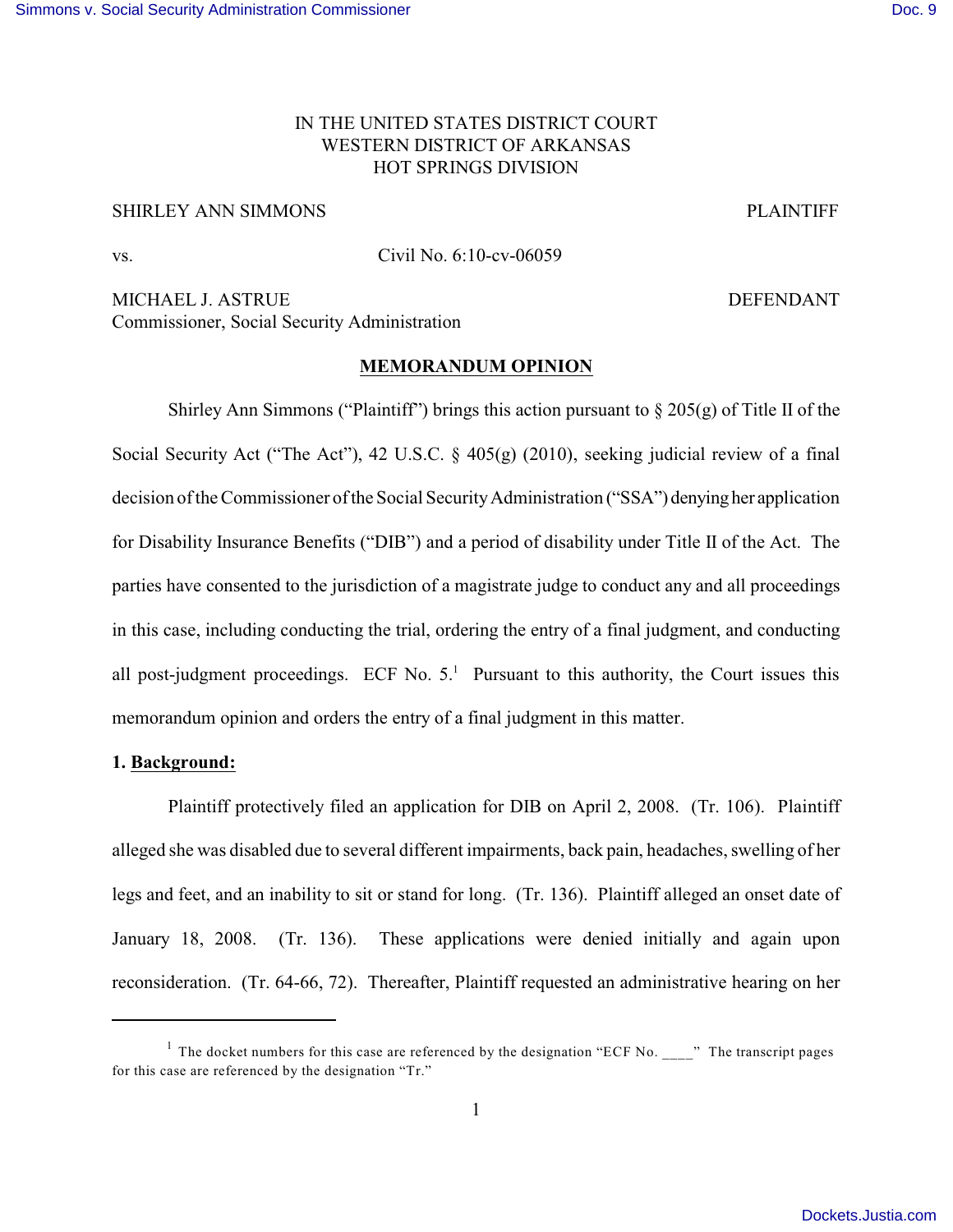IN THE UNITED STATES DISTRICT COURT
WESTERN DISTRICT OF ARKANSAS
HOT SPRINGS DIVISION

SHIRLEY ANN SIMMONS PLAINTIFF

vs. Civil No. 6:10-cv-06059

MICHAEL J. ASTRUE DEFENDANT
Commissioner, Social Security Administration

## MEMORANDUM OPINION

Shirley Ann Simmons ("Plaintiff") brings this action pursuant to § 205(g) of Title II of the Social Security Act ("The Act"), 42 U.S.C. § 405(g) (2010), seeking judicial review of a final decision of the Commissioner of the Social Security Administration ("SSA") denying her application for Disability Insurance Benefits ("DIB") and a period of disability under Title II of the Act. The parties have consented to the jurisdiction of a magistrate judge to conduct any and all proceedings in this case, including conducting the trial, ordering the entry of a final judgment, and conducting all post-judgment proceedings. ECF No. 5.[1] Pursuant to this authority, the Court issues this memorandum opinion and orders the entry of a final judgment in this matter.

**1. Background:**

Plaintiff protectively filed an application for DIB on April 2, 2008. (Tr. 106). Plaintiff alleged she was disabled due to several different impairments, back pain, headaches, swelling of her legs and feet, and an inability to sit or stand for long. (Tr. 136). Plaintiff alleged an onset date of January 18, 2008. (Tr. 136). These applications were denied initially and again upon reconsideration. (Tr. 64-66, 72). Thereafter, Plaintiff requested an administrative hearing on her

[1] The docket numbers for this case are referenced by the designation "ECF No. ____" The transcript pages for this case are referenced by the designation "Tr."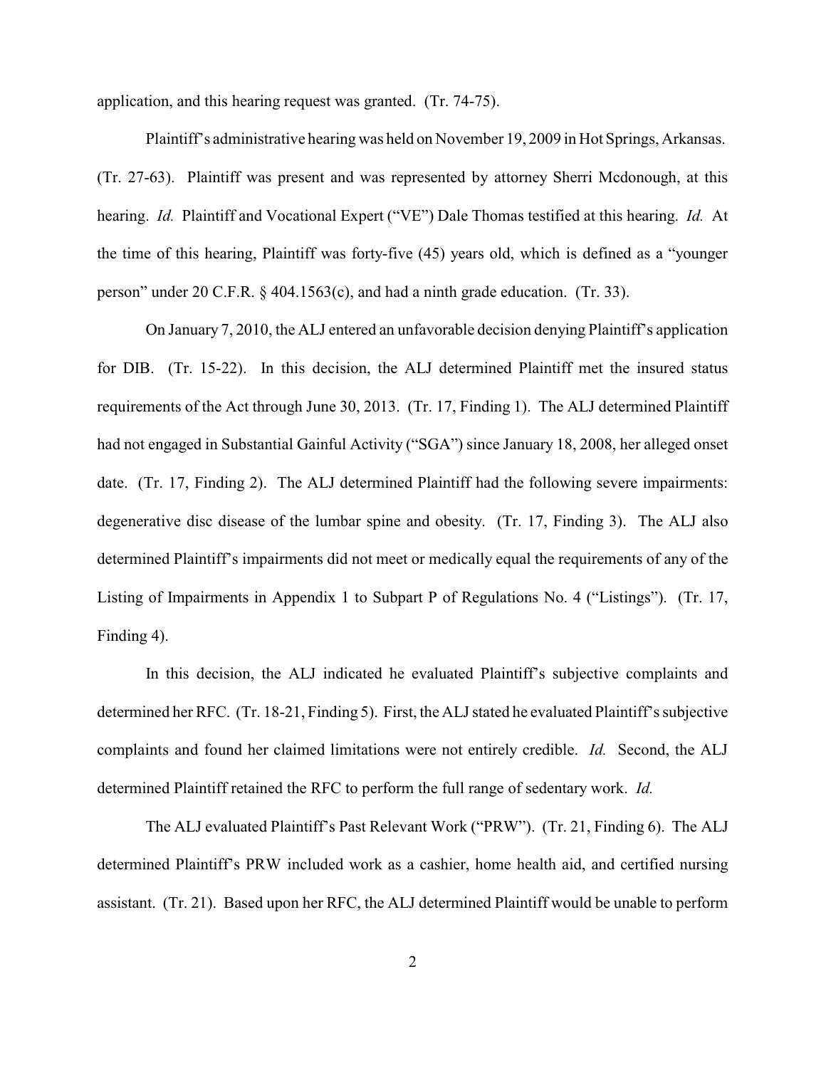application, and this hearing request was granted. (Tr. 74-75).

Plaintiff's administrative hearing was held on November 19, 2009 in Hot Springs, Arkansas. (Tr. 27-63). Plaintiff was present and was represented by attorney Sherri Mcdonough, at this hearing. *Id.* Plaintiff and Vocational Expert ("VE") Dale Thomas testified at this hearing. *Id.* At the time of this hearing, Plaintiff was forty-five (45) years old, which is defined as a "younger person" under 20 C.F.R. § 404.1563(c), and had a ninth grade education. (Tr. 33).

On January 7, 2010, the ALJ entered an unfavorable decision denying Plaintiff's application for DIB. (Tr. 15-22). In this decision, the ALJ determined Plaintiff met the insured status requirements of the Act through June 30, 2013. (Tr. 17, Finding 1). The ALJ determined Plaintiff had not engaged in Substantial Gainful Activity ("SGA") since January 18, 2008, her alleged onset date. (Tr. 17, Finding 2). The ALJ determined Plaintiff had the following severe impairments: degenerative disc disease of the lumbar spine and obesity. (Tr. 17, Finding 3). The ALJ also determined Plaintiff's impairments did not meet or medically equal the requirements of any of the Listing of Impairments in Appendix 1 to Subpart P of Regulations No. 4 ("Listings"). (Tr. 17, Finding 4).

In this decision, the ALJ indicated he evaluated Plaintiff's subjective complaints and determined her RFC. (Tr. 18-21, Finding 5). First, the ALJ stated he evaluated Plaintiff's subjective complaints and found her claimed limitations were not entirely credible. *Id.* Second, the ALJ determined Plaintiff retained the RFC to perform the full range of sedentary work. *Id.*

The ALJ evaluated Plaintiff's Past Relevant Work ("PRW"). (Tr. 21, Finding 6). The ALJ determined Plaintiff's PRW included work as a cashier, home health aid, and certified nursing assistant. (Tr. 21). Based upon her RFC, the ALJ determined Plaintiff would be unable to perform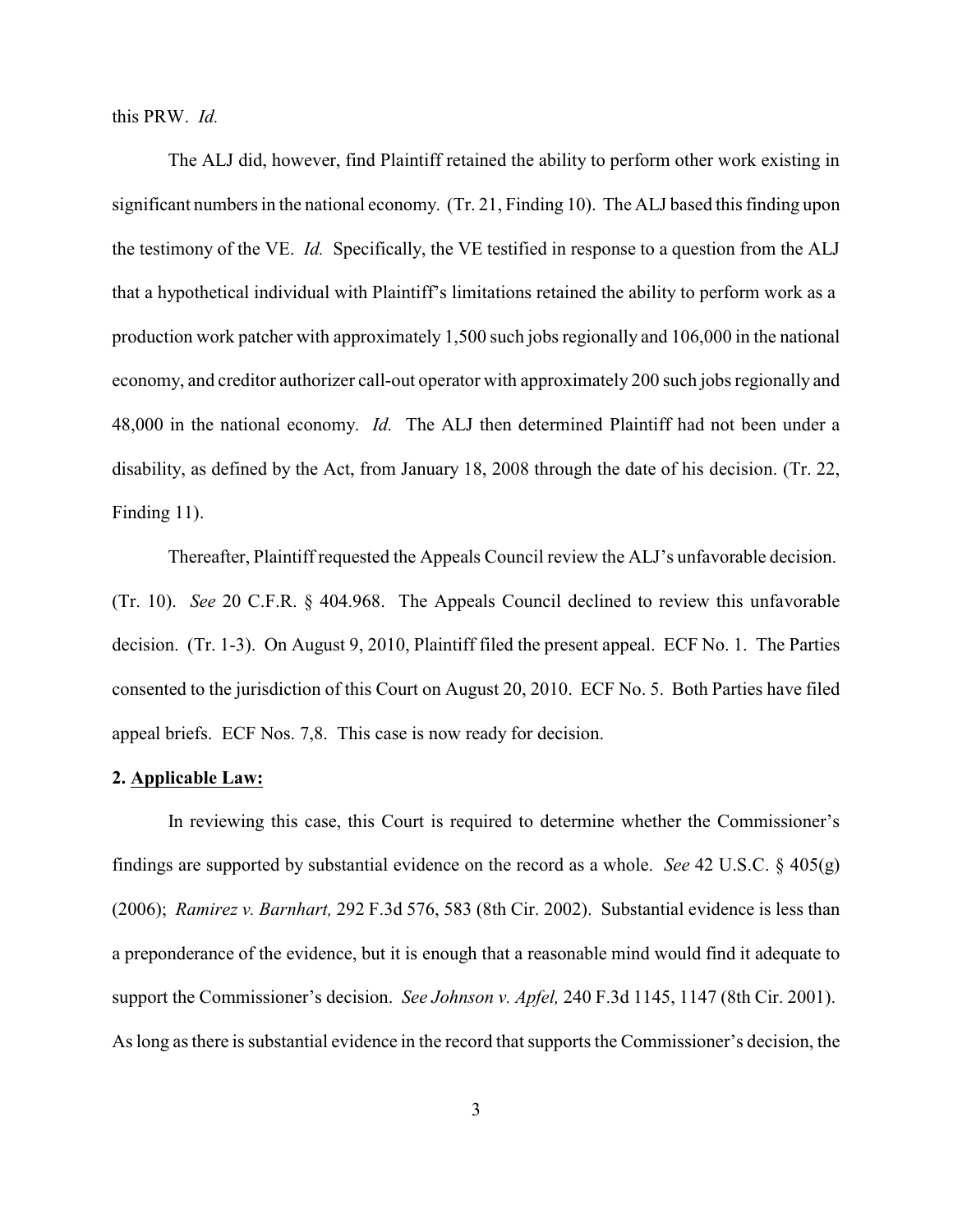this PRW. *Id.*

The ALJ did, however, find Plaintiff retained the ability to perform other work existing in significant numbers in the national economy. (Tr. 21, Finding 10). The ALJ based this finding upon the testimony of the VE. *Id.* Specifically, the VE testified in response to a question from the ALJ that a hypothetical individual with Plaintiff's limitations retained the ability to perform work as a production work patcher with approximately 1,500 such jobs regionally and 106,000 in the national economy, and creditor authorizer call-out operator with approximately 200 such jobs regionally and 48,000 in the national economy. *Id.* The ALJ then determined Plaintiff had not been under a disability, as defined by the Act, from January 18, 2008 through the date of his decision. (Tr. 22, Finding 11).

Thereafter, Plaintiff requested the Appeals Council review the ALJ's unfavorable decision. (Tr. 10). *See* 20 C.F.R. § 404.968. The Appeals Council declined to review this unfavorable decision. (Tr. 1-3). On August 9, 2010, Plaintiff filed the present appeal. ECF No. 1. The Parties consented to the jurisdiction of this Court on August 20, 2010. ECF No. 5. Both Parties have filed appeal briefs. ECF Nos. 7,8. This case is now ready for decision.

**2. Applicable Law:**

In reviewing this case, this Court is required to determine whether the Commissioner's findings are supported by substantial evidence on the record as a whole. *See* 42 U.S.C. § 405(g) (2006); *Ramirez v. Barnhart,* 292 F.3d 576, 583 (8th Cir. 2002). Substantial evidence is less than a preponderance of the evidence, but it is enough that a reasonable mind would find it adequate to support the Commissioner's decision. *See Johnson v. Apfel,* 240 F.3d 1145, 1147 (8th Cir. 2001). As long as there is substantial evidence in the record that supports the Commissioner's decision, the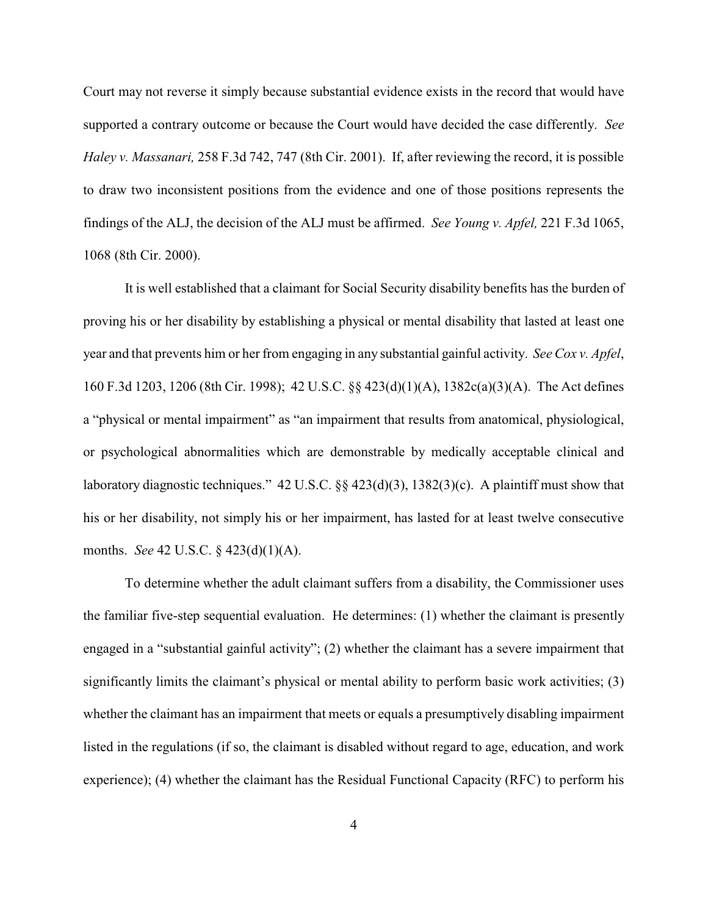Court may not reverse it simply because substantial evidence exists in the record that would have supported a contrary outcome or because the Court would have decided the case differently. *See Haley v. Massanari,* 258 F.3d 742, 747 (8th Cir. 2001). If, after reviewing the record, it is possible to draw two inconsistent positions from the evidence and one of those positions represents the findings of the ALJ, the decision of the ALJ must be affirmed. *See Young v. Apfel,* 221 F.3d 1065, 1068 (8th Cir. 2000).

It is well established that a claimant for Social Security disability benefits has the burden of proving his or her disability by establishing a physical or mental disability that lasted at least one year and that prevents him or her from engaging in any substantial gainful activity. *See Cox v. Apfel*, 160 F.3d 1203, 1206 (8th Cir. 1998); 42 U.S.C. §§ 423(d)(1)(A), 1382c(a)(3)(A). The Act defines a "physical or mental impairment" as "an impairment that results from anatomical, physiological, or psychological abnormalities which are demonstrable by medically acceptable clinical and laboratory diagnostic techniques." 42 U.S.C. §§ 423(d)(3), 1382(3)(c). A plaintiff must show that his or her disability, not simply his or her impairment, has lasted for at least twelve consecutive months. *See* 42 U.S.C. § 423(d)(1)(A).

To determine whether the adult claimant suffers from a disability, the Commissioner uses the familiar five-step sequential evaluation. He determines: (1) whether the claimant is presently engaged in a "substantial gainful activity"; (2) whether the claimant has a severe impairment that significantly limits the claimant's physical or mental ability to perform basic work activities; (3) whether the claimant has an impairment that meets or equals a presumptively disabling impairment listed in the regulations (if so, the claimant is disabled without regard to age, education, and work experience); (4) whether the claimant has the Residual Functional Capacity (RFC) to perform his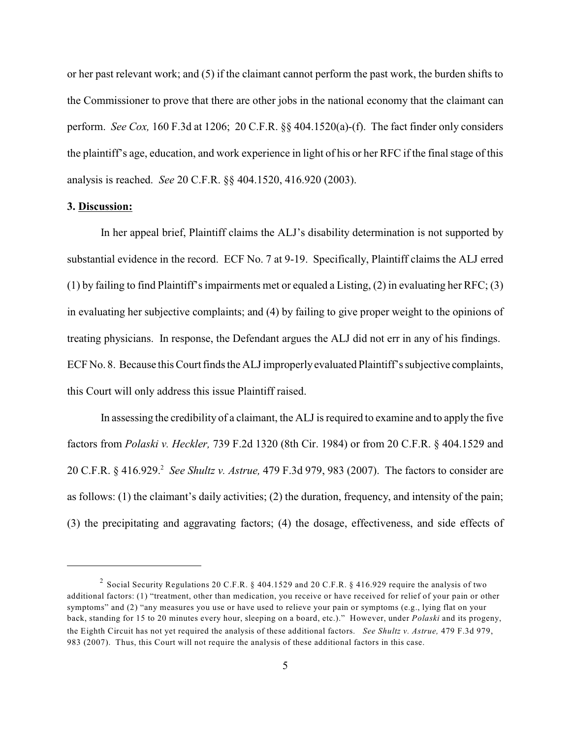or her past relevant work; and (5) if the claimant cannot perform the past work, the burden shifts to the Commissioner to prove that there are other jobs in the national economy that the claimant can perform. *See Cox,* 160 F.3d at 1206; 20 C.F.R. §§ 404.1520(a)-(f). The fact finder only considers the plaintiff's age, education, and work experience in light of his or her RFC if the final stage of this analysis is reached. *See* 20 C.F.R. §§ 404.1520, 416.920 (2003).

**3. Discussion:**

In her appeal brief, Plaintiff claims the ALJ's disability determination is not supported by substantial evidence in the record. ECF No. 7 at 9-19. Specifically, Plaintiff claims the ALJ erred (1) by failing to find Plaintiff's impairments met or equaled a Listing, (2) in evaluating her RFC; (3) in evaluating her subjective complaints; and (4) by failing to give proper weight to the opinions of treating physicians. In response, the Defendant argues the ALJ did not err in any of his findings. ECF No. 8. Because this Court finds the ALJ improperly evaluated Plaintiff's subjective complaints, this Court will only address this issue Plaintiff raised.

In assessing the credibility of a claimant, the ALJ is required to examine and to apply the five factors from *Polaski v. Heckler,* 739 F.2d 1320 (8th Cir. 1984) or from 20 C.F.R. § 404.1529 and 20 C.F.R. § 416.929.[2] *See Shultz v. Astrue,* 479 F.3d 979, 983 (2007). The factors to consider are as follows: (1) the claimant's daily activities; (2) the duration, frequency, and intensity of the pain; (3) the precipitating and aggravating factors; (4) the dosage, effectiveness, and side effects of

[2] Social Security Regulations 20 C.F.R. § 404.1529 and 20 C.F.R. § 416.929 require the analysis of two additional factors: (1) "treatment, other than medication, you receive or have received for relief of your pain or other symptoms" and (2) "any measures you use or have used to relieve your pain or symptoms (e.g., lying flat on your back, standing for 15 to 20 minutes every hour, sleeping on a board, etc.)." However, under *Polaski* and its progeny, the Eighth Circuit has not yet required the analysis of these additional factors. *See Shultz v. Astrue,* 479 F.3d 979, 983 (2007). Thus, this Court will not require the analysis of these additional factors in this case.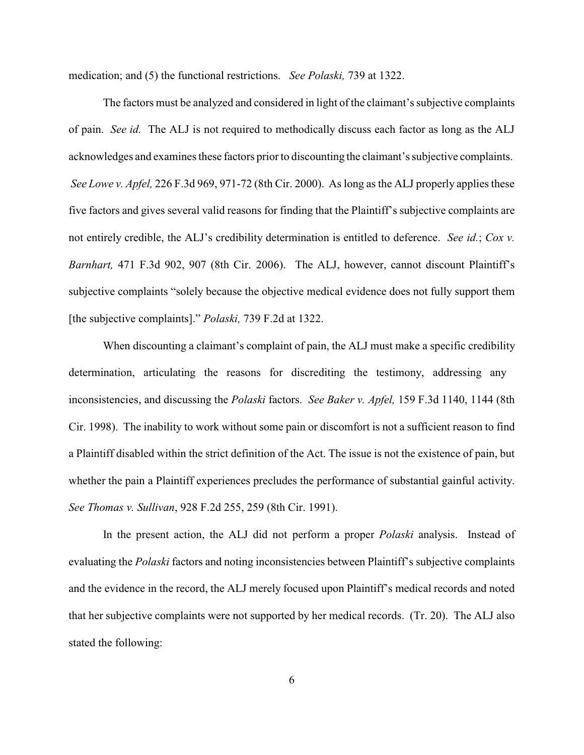medication; and (5) the functional restrictions. *See Polaski,* 739 at 1322.

The factors must be analyzed and considered in light of the claimant's subjective complaints of pain. *See id.* The ALJ is not required to methodically discuss each factor as long as the ALJ acknowledges and examines these factors prior to discounting the claimant's subjective complaints. *See Lowe v. Apfel,* 226 F.3d 969, 971-72 (8th Cir. 2000). As long as the ALJ properly applies these five factors and gives several valid reasons for finding that the Plaintiff's subjective complaints are not entirely credible, the ALJ's credibility determination is entitled to deference. *See id.*; *Cox v. Barnhart,* 471 F.3d 902, 907 (8th Cir. 2006). The ALJ, however, cannot discount Plaintiff's subjective complaints "solely because the objective medical evidence does not fully support them [the subjective complaints]." *Polaski,* 739 F.2d at 1322.

When discounting a claimant's complaint of pain, the ALJ must make a specific credibility determination, articulating the reasons for discrediting the testimony, addressing any inconsistencies, and discussing the *Polaski* factors. *See Baker v. Apfel,* 159 F.3d 1140, 1144 (8th Cir. 1998). The inability to work without some pain or discomfort is not a sufficient reason to find a Plaintiff disabled within the strict definition of the Act. The issue is not the existence of pain, but whether the pain a Plaintiff experiences precludes the performance of substantial gainful activity. *See Thomas v. Sullivan*, 928 F.2d 255, 259 (8th Cir. 1991).

In the present action, the ALJ did not perform a proper *Polaski* analysis. Instead of evaluating the *Polaski* factors and noting inconsistencies between Plaintiff's subjective complaints and the evidence in the record, the ALJ merely focused upon Plaintiff's medical records and noted that her subjective complaints were not supported by her medical records. (Tr. 20). The ALJ also stated the following: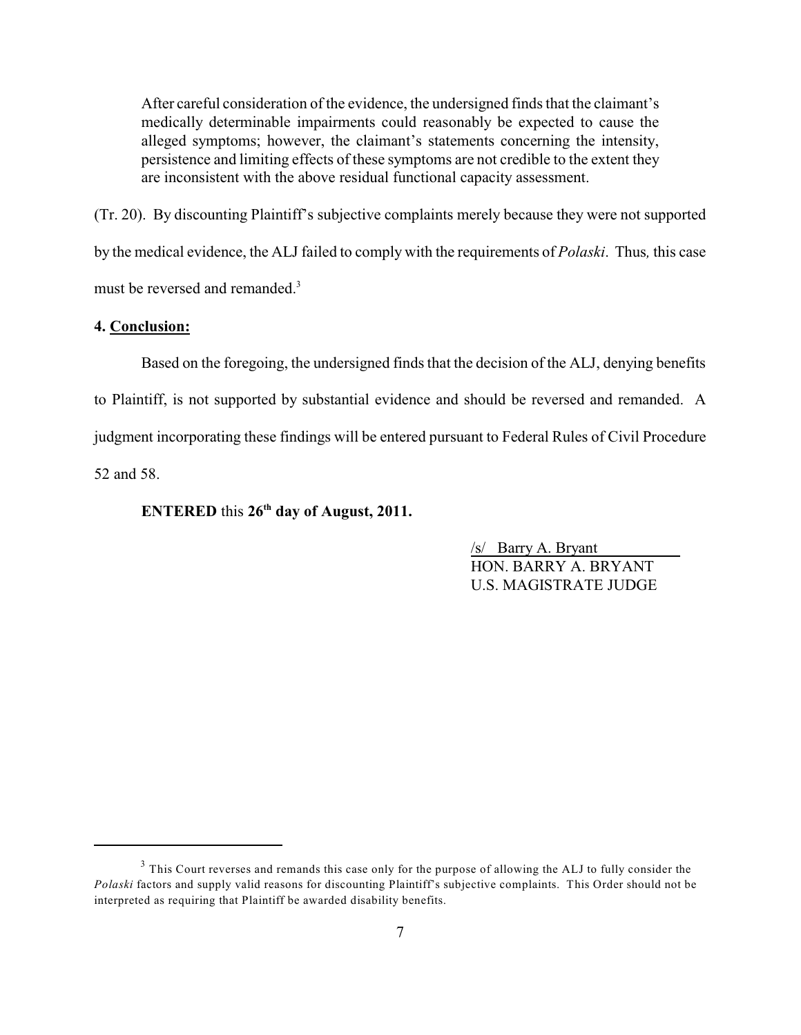> After careful consideration of the evidence, the undersigned finds that the claimant's medically determinable impairments could reasonably be expected to cause the alleged symptoms; however, the claimant's statements concerning the intensity, persistence and limiting effects of these symptoms are not credible to the extent they are inconsistent with the above residual functional capacity assessment.

(Tr. 20). By discounting Plaintiff's subjective complaints merely because they were not supported by the medical evidence, the ALJ failed to comply with the requirements of *Polaski*. Thus*,* this case must be reversed and remanded.[3]

**4. Conclusion:**

Based on the foregoing, the undersigned finds that the decision of the ALJ, denying benefits to Plaintiff, is not supported by substantial evidence and should be reversed and remanded. A judgment incorporating these findings will be entered pursuant to Federal Rules of Civil Procedure 52 and 58.

**ENTERED** this **26th day of August, 2011.**

/s/ Barry A. Bryant
HON. BARRY A. BRYANT
U.S. MAGISTRATE JUDGE

[3] This Court reverses and remands this case only for the purpose of allowing the ALJ to fully consider the *Polaski* factors and supply valid reasons for discounting Plaintiff's subjective complaints. This Order should not be interpreted as requiring that Plaintiff be awarded disability benefits.